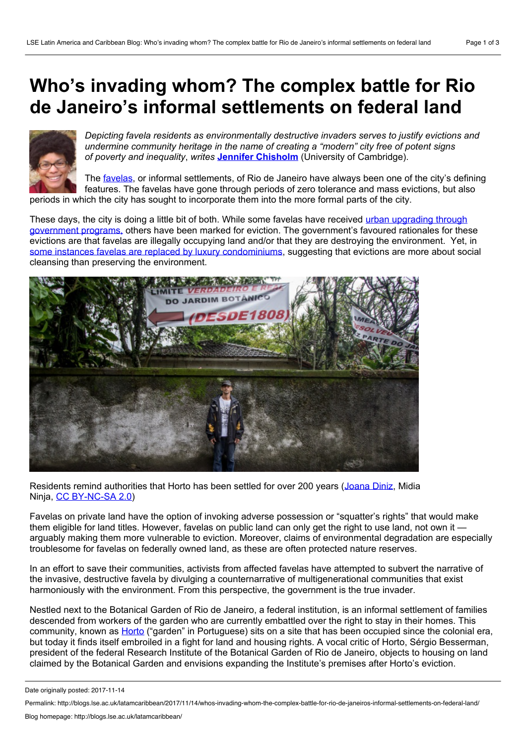# Who's invading whom? The complex battle for Rio de Janeiro's informal settlements on federal land

*Depicting favela residents as environmentally destructive invaders serves to justify evictions and undermine community heritage in the name of creating a "modern" city free of potent signs of poverty and inequality*, writes **Jennifer Chisholm** (University of Cambridge).

The favelas, or informal settlements, of Rio de Janeiro have always been one of the city's defining features. The favelas have gone through periods of zero tolerance and mass evictions, but also periods in which the city has sought to incorporate them into the more formal parts of the city.

These days, the city is doing a little bit of both. While some favelas have received urban upgrading through government programs, others have been marked for eviction. The government's favoured rationales for these evictions are that favelas are illegally occupying land and/or that they are destroying the environment. Yet, in some instances favelas are replaced by luxury condominiums, suggesting that evictions are more about social cleansing than preserving the environment.

Residents remind authorities that Horto has been settled for over 200 years (Joana Diniz, Midia Ninja, CC BY-NC-SA 2.0)

Favelas on private land have the option of invoking adverse possession or "squatter's rights" that would make them eligible for land titles. However, favelas on public land can only get the right to use land, not own it — arguably making them more vulnerable to eviction. Moreover, claims of environmental degradation are especially troublesome for favelas on federally owned land, as these are often protected nature reserves.

In an effort to save their communities, activists from affected favelas have attempted to subvert the narrative of the invasive, destructive favela by divulging a counternarrative of multigenerational communities that exist harmoniously with the environment. From this perspective, the government is the true invader.

Nestled next to the Botanical Garden of Rio de Janeiro, a federal institution, is an informal settlement of families descended from workers of the garden who are currently embattled over the right to stay in their homes. This community, known as Horto ("garden" in Portuguese) sits on a site that has been occupied since the colonial era, but today it finds itself embroiled in a fight for land and housing rights. A vocal critic of Horto, Sérgio Besserman, president of the federal Research Institute of the Botanical Garden of Rio de Janeiro, objects to housing on land claimed by the Botanical Garden and envisions expanding the Institute's premises after Horto's eviction.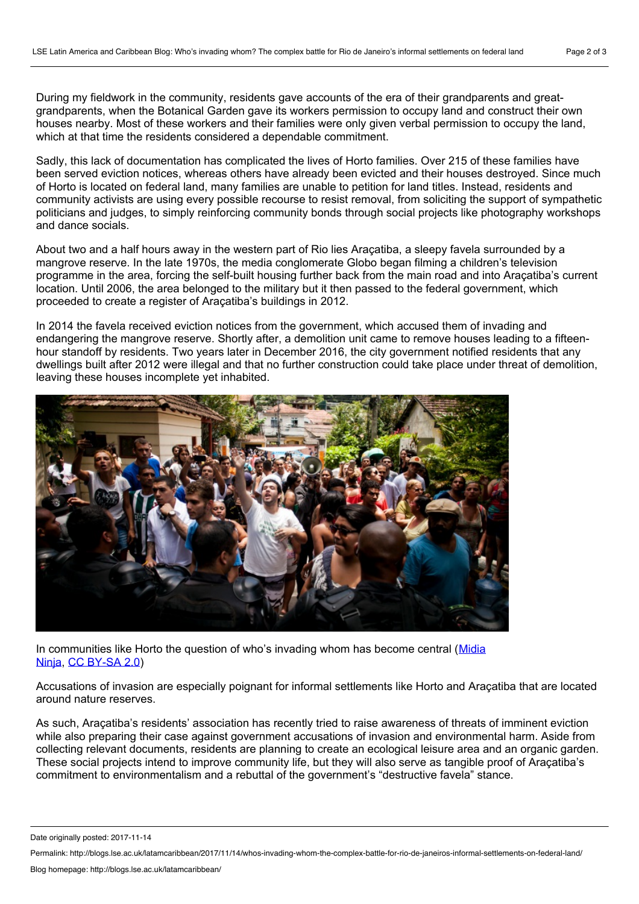During my fieldwork in the community, residents gave accounts of the era of their grandparents and great-grandparents, when the Botanical Garden gave its workers permission to occupy land and construct their own houses nearby. Most of these workers and their families were only given verbal permission to occupy the land, which at that time the residents considered a dependable commitment.

Sadly, this lack of documentation has complicated the lives of Horto families. Over 215 of these families have been served eviction notices, whereas others have already been evicted and their houses destroyed. Since much of Horto is located on federal land, many families are unable to petition for land titles. Instead, residents and community activists are using every possible recourse to resist removal, from soliciting the support of sympathetic politicians and judges, to simply reinforcing community bonds through social projects like photography workshops and dance socials.

About two and a half hours away in the western part of Rio lies Araçatiba, a sleepy favela surrounded by a mangrove reserve. In the late 1970s, the media conglomerate Globo began filming a children's television programme in the area, forcing the self-built housing further back from the main road and into Araçatiba's current location. Until 2006, the area belonged to the military but it then passed to the federal government, which proceeded to create a register of Araçatiba's buildings in 2012.

In 2014 the favela received eviction notices from the government, which accused them of invading and endangering the mangrove reserve. Shortly after, a demolition unit came to remove houses leading to a fifteen-hour standoff by residents. Two years later in December 2016, the city government notified residents that any dwellings built after 2012 were illegal and that no further construction could take place under threat of demolition, leaving these houses incomplete yet inhabited.

In communities like Horto the question of who's invading whom has become central (Midia Ninja, CC BY-SA 2.0)

Accusations of invasion are especially poignant for informal settlements like Horto and Araçatiba that are located around nature reserves.

As such, Araçatiba's residents' association has recently tried to raise awareness of threats of imminent eviction while also preparing their case against government accusations of invasion and environmental harm. Aside from collecting relevant documents, residents are planning to create an ecological leisure area and an organic garden. These social projects intend to improve community life, but they will also serve as tangible proof of Araçatiba's commitment to environmentalism and a rebuttal of the government's "destructive favela" stance.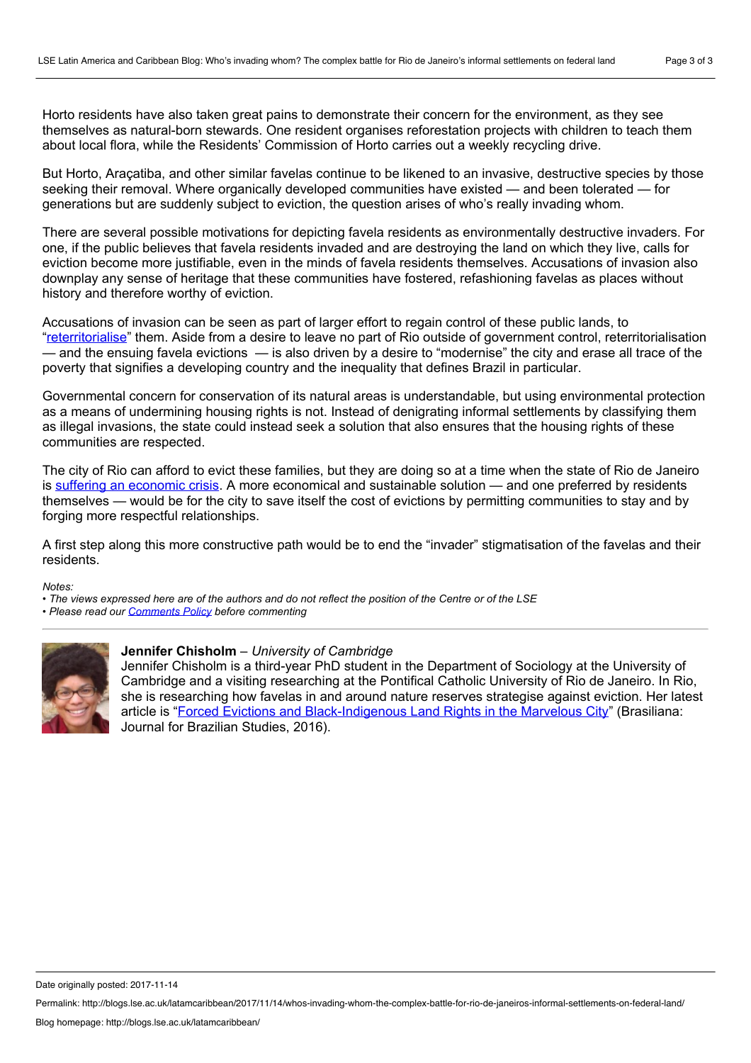Horto residents have also taken great pains to demonstrate their concern for the environment, as they see themselves as natural-born stewards. One resident organises reforestation projects with children to teach them about local flora, while the Residents' Commission of Horto carries out a weekly recycling drive.

But Horto, Araçatiba, and other similar favelas continue to be likened to an invasive, destructive species by those seeking their removal. Where organically developed communities have existed — and been tolerated — for generations but are suddenly subject to eviction, the question arises of who's really invading whom.

There are several possible motivations for depicting favela residents as environmentally destructive invaders. For one, if the public believes that favela residents invaded and are destroying the land on which they live, calls for eviction become more justifiable, even in the minds of favela residents themselves. Accusations of invasion also downplay any sense of heritage that these communities have fostered, refashioning favelas as places without history and therefore worthy of eviction.

Accusations of invasion can be seen as part of larger effort to regain control of these public lands, to "reterritorialise" them. Aside from a desire to leave no part of Rio outside of government control, reterritorialisation — and the ensuing favela evictions — is also driven by a desire to "modernise" the city and erase all trace of the poverty that signifies a developing country and the inequality that defines Brazil in particular.

Governmental concern for conservation of its natural areas is understandable, but using environmental protection as a means of undermining housing rights is not. Instead of denigrating informal settlements by classifying them as illegal invasions, the state could instead seek a solution that also ensures that the housing rights of these communities are respected.

The city of Rio can afford to evict these families, but they are doing so at a time when the state of Rio de Janeiro is suffering an economic crisis. A more economical and sustainable solution — and one preferred by residents themselves — would be for the city to save itself the cost of evictions by permitting communities to stay and by forging more respectful relationships.

A first step along this more constructive path would be to end the "invader" stigmatisation of the favelas and their residents.

*Notes:*
- *The views expressed here are of the authors and do not reflect the position of the Centre or of the LSE*
- *Please read our Comments Policy before commenting*

**Jennifer Chisholm** – *University of Cambridge*
Jennifer Chisholm is a third-year PhD student in the Department of Sociology at the University of Cambridge and a visiting researching at the Pontifical Catholic University of Rio de Janeiro. In Rio, she is researching how favelas in and around nature reserves strategise against eviction. Her latest article is "Forced Evictions and Black-Indigenous Land Rights in the Marvelous City" (Brasiliana: Journal for Brazilian Studies, 2016).

Date originally posted: 2017-11-14

Permalink: http://blogs.lse.ac.uk/latamcaribbean/2017/11/14/whos-invading-whom-the-complex-battle-for-rio-de-janeiros-informal-settlements-on-federal-land/

Blog homepage: http://blogs.lse.ac.uk/latamcaribbean/